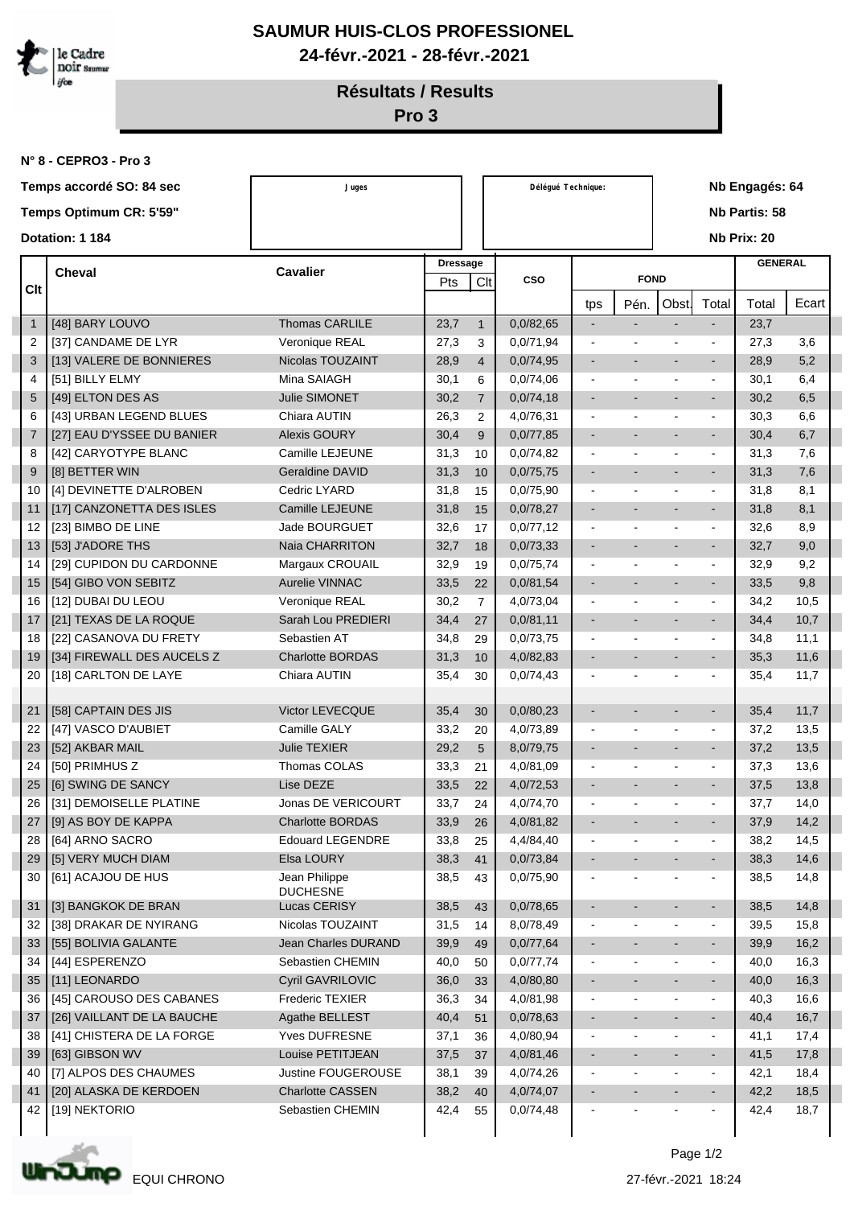# SAUMUR HUIS-CLOS PROFESSIONEL

**24-févr.-2021 - 28-févr.-2021**

## Résultats / Results

## Pro 3

**N° 8 - CEPRO3 - Pro 3**

**Temps accordé SO: 84 sec**

**Temps Optimum CR: 5'59"**

**Dotation: 1 184**

| Juges | Délégué Technique: |
|---|---|
| | |

**Nb Engagés: 64**

**Nb Partis: 58**

**Nb Prix: 20**

| Clt | Cheval | Cavalier | Dressage | | CSO | FOND | | | | GENERAL | |
|---|---|---|---|---|---|---|---|---|---|---|---|
| | | | Pts | Clt | | tps | Pén. | Obst. | Total | Total | Ecart |
| 1 | [48] BARY LOUVO | Thomas CARLILE | 23,7 | 1 | 0,0/82,65 | - | - | - | - | 23,7 | |
| 2 | [37] CANDAME DE LYR | Veronique REAL | 27,3 | 3 | 0,0/71,94 | - | - | - | - | 27,3 | 3,6 |
| 3 | [13] VALERE DE BONNIERES | Nicolas TOUZAINT | 28,9 | 4 | 0,0/74,95 | - | - | - | - | 28,9 | 5,2 |
| 4 | [51] BILLY ELMY | Mina SAIAGH | 30,1 | 6 | 0,0/74,06 | - | - | - | - | 30,1 | 6,4 |
| 5 | [49] ELTON DES AS | Julie SIMONET | 30,2 | 7 | 0,0/74,18 | - | - | - | - | 30,2 | 6,5 |
| 6 | [43] URBAN LEGEND BLUES | Chiara AUTIN | 26,3 | 2 | 4,0/76,31 | - | - | - | - | 30,3 | 6,6 |
| 7 | [27] EAU D'YSSEE DU BANIER | Alexis GOURY | 30,4 | 9 | 0,0/77,85 | - | - | - | - | 30,4 | 6,7 |
| 8 | [42] CARYOTYPE BLANC | Camille LEJEUNE | 31,3 | 10 | 0,0/74,82 | - | - | - | - | 31,3 | 7,6 |
| 9 | [8] BETTER WIN | Geraldine DAVID | 31,3 | 10 | 0,0/75,75 | - | - | - | - | 31,3 | 7,6 |
| 10 | [4] DEVINETTE D'ALROBEN | Cedric LYARD | 31,8 | 15 | 0,0/75,90 | - | - | - | - | 31,8 | 8,1 |
| 11 | [17] CANZONETTA DES ISLES | Camille LEJEUNE | 31,8 | 15 | 0,0/78,27 | - | - | - | - | 31,8 | 8,1 |
| 12 | [23] BIMBO DE LINE | Jade BOURGUET | 32,6 | 17 | 0,0/77,12 | - | - | - | - | 32,6 | 8,9 |
| 13 | [53] J'ADORE THS | Naia CHARRITON | 32,7 | 18 | 0,0/73,33 | - | - | - | - | 32,7 | 9,0 |
| 14 | [29] CUPIDON DU CARDONNE | Margaux CROUAIL | 32,9 | 19 | 0,0/75,74 | - | - | - | - | 32,9 | 9,2 |
| 15 | [54] GIBO VON SEBITZ | Aurelie VINNAC | 33,5 | 22 | 0,0/81,54 | - | - | - | - | 33,5 | 9,8 |
| 16 | [12] DUBAI DU LEOU | Veronique REAL | 30,2 | 7 | 4,0/73,04 | - | - | - | - | 34,2 | 10,5 |
| 17 | [21] TEXAS DE LA ROQUE | Sarah Lou PREDIERI | 34,4 | 27 | 0,0/81,11 | - | - | - | - | 34,4 | 10,7 |
| 18 | [22] CASANOVA DU FRETY | Sebastien AT | 34,8 | 29 | 0,0/73,75 | - | - | - | - | 34,8 | 11,1 |
| 19 | [34] FIREWALL DES AUCELS Z | Charlotte BORDAS | 31,3 | 10 | 4,0/82,83 | - | - | - | - | 35,3 | 11,6 |
| 20 | [18] CARLTON DE LAYE | Chiara AUTIN | 35,4 | 30 | 0,0/74,43 | - | - | - | - | 35,4 | 11,7 |
| 21 | [58] CAPTAIN DES JIS | Victor LEVECQUE | 35,4 | 30 | 0,0/80,23 | - | - | - | - | 35,4 | 11,7 |
| 22 | [47] VASCO D'AUBIET | Camille GALY | 33,2 | 20 | 4,0/73,89 | - | - | - | - | 37,2 | 13,5 |
| 23 | [52] AKBAR MAIL | Julie TEXIER | 29,2 | 5 | 8,0/79,75 | - | - | - | - | 37,2 | 13,5 |
| 24 | [50] PRIMHUS Z | Thomas COLAS | 33,3 | 21 | 4,0/81,09 | - | - | - | - | 37,3 | 13,6 |
| 25 | [6] SWING DE SANCY | Lise DEZE | 33,5 | 22 | 4,0/72,53 | - | - | - | - | 37,5 | 13,8 |
| 26 | [31] DEMOISELLE PLATINE | Jonas DE VERICOURT | 33,7 | 24 | 4,0/74,70 | - | - | - | - | 37,7 | 14,0 |
| 27 | [9] AS BOY DE KAPPA | Charlotte BORDAS | 33,9 | 26 | 4,0/81,82 | - | - | - | - | 37,9 | 14,2 |
| 28 | [64] ARNO SACRO | Edouard LEGENDRE | 33,8 | 25 | 4,4/84,40 | - | - | - | - | 38,2 | 14,5 |
| 29 | [5] VERY MUCH DIAM | Elsa LOURY | 38,3 | 41 | 0,0/73,84 | - | - | - | - | 38,3 | 14,6 |
| 30 | [61] ACAJOU DE HUS | Jean Philippe DUCHESNE | 38,5 | 43 | 0,0/75,90 | - | - | - | - | 38,5 | 14,8 |
| 31 | [3] BANGKOK DE BRAN | Lucas CERISY | 38,5 | 43 | 0,0/78,65 | - | - | - | - | 38,5 | 14,8 |
| 32 | [38] DRAKAR DE NYIRANG | Nicolas TOUZAINT | 31,5 | 14 | 8,0/78,49 | - | - | - | - | 39,5 | 15,8 |
| 33 | [55] BOLIVIA GALANTE | Jean Charles DURAND | 39,9 | 49 | 0,0/77,64 | - | - | - | - | 39,9 | 16,2 |
| 34 | [44] ESPERENZO | Sebastien CHEMIN | 40,0 | 50 | 0,0/77,74 | - | - | - | - | 40,0 | 16,3 |
| 35 | [11] LEONARDO | Cyril GAVRILOVIC | 36,0 | 33 | 4,0/80,80 | - | - | - | - | 40,0 | 16,3 |
| 36 | [45] CAROUSO DES CABANES | Frederic TEXIER | 36,3 | 34 | 4,0/81,98 | - | - | - | - | 40,3 | 16,6 |
| 37 | [26] VAILLANT DE LA BAUCHE | Agathe BELLEST | 40,4 | 51 | 0,0/78,63 | - | - | - | - | 40,4 | 16,7 |
| 38 | [41] CHISTERA DE LA FORGE | Yves DUFRESNE | 37,1 | 36 | 4,0/80,94 | - | - | - | - | 41,1 | 17,4 |
| 39 | [63] GIBSON WV | Louise PETITJEAN | 37,5 | 37 | 4,0/81,46 | - | - | - | - | 41,5 | 17,8 |
| 40 | [7] ALPOS DES CHAUMES | Justine FOUGEROUSE | 38,1 | 39 | 4,0/74,26 | - | - | - | - | 42,1 | 18,4 |
| 41 | [20] ALASKA DE KERDOEN | Charlotte CASSEN | 38,2 | 40 | 4,0/74,07 | - | - | - | - | 42,2 | 18,5 |
| 42 | [19] NEKTORIO | Sebastien CHEMIN | 42,4 | 55 | 0,0/74,48 | - | - | - | - | 42,4 | 18,7 |

EQUI CHRONO

27-févr.-2021 18:24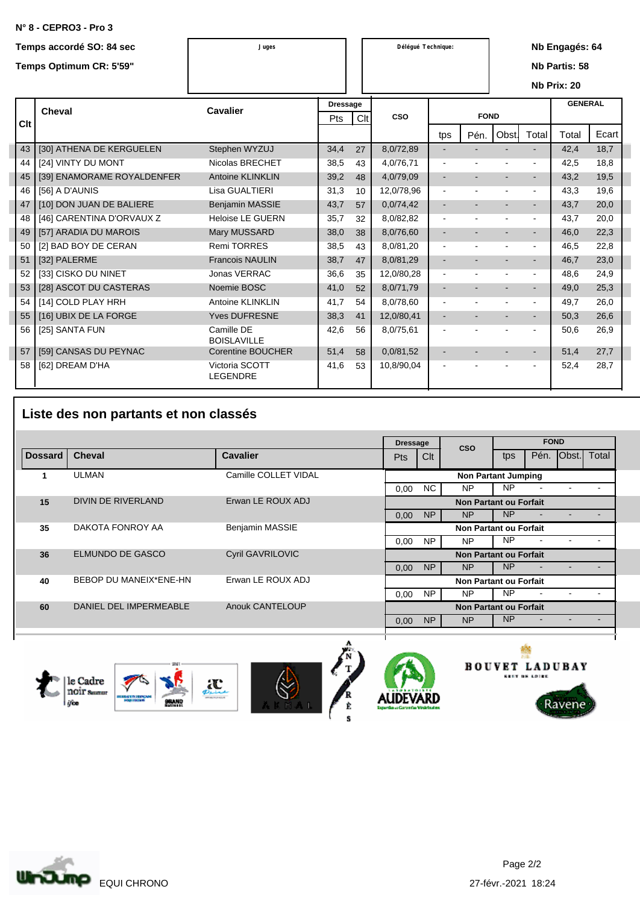**N° 8 - CEPRO3 - Pro 3**

**Temps accordé SO: 84 sec**

**Temps Optimum CR: 5'59"**

Juges

Délégué Technique:

**Nb Engagés: 64**

**Nb Partis: 58**

**Nb Prix: 20**

| Clt | Cheval | Cavalier | Dressage | | CSO | FOND | | | | GENERAL | |
|---|---|---|---|---|---|---|---|---|---|---|---|
| | | | Pts | Clt | | tps | Pén. | Obst. | Total | Total | Ecart |
| 43 | [30] ATHENA DE KERGUELEN | Stephen WYZUJ | 34,4 | 27 | 8,0/72,89 | - | - | - | - | 42,4 | 18,7 |
| 44 | [24] VINTY DU MONT | Nicolas BRECHET | 38,5 | 43 | 4,0/76,71 | - | - | - | - | 42,5 | 18,8 |
| 45 | [39] ENAMORAME ROYALDENFER | Antoine KLINKLIN | 39,2 | 48 | 4,0/79,09 | - | - | - | - | 43,2 | 19,5 |
| 46 | [56] A D'AUNIS | Lisa GUALTIERI | 31,3 | 10 | 12,0/78,96 | - | - | - | - | 43,3 | 19,6 |
| 47 | [10] DON JUAN DE BALIERE | Benjamin MASSIE | 43,7 | 57 | 0,0/74,42 | - | - | - | - | 43,7 | 20,0 |
| 48 | [46] CARENTINA D'ORVAUX Z | Heloise LE GUERN | 35,7 | 32 | 8,0/82,82 | - | - | - | - | 43,7 | 20,0 |
| 49 | [57] ARADIA DU MAROIS | Mary MUSSARD | 38,0 | 38 | 8,0/76,60 | - | - | - | - | 46,0 | 22,3 |
| 50 | [2] BAD BOY DE CERAN | Remi TORRES | 38,5 | 43 | 8,0/81,20 | - | - | - | - | 46,5 | 22,8 |
| 51 | [32] PALERME | Francois NAULIN | 38,7 | 47 | 8,0/81,29 | - | - | - | - | 46,7 | 23,0 |
| 52 | [33] CISKO DU NINET | Jonas VERRAC | 36,6 | 35 | 12,0/80,28 | - | - | - | - | 48,6 | 24,9 |
| 53 | [28] ASCOT DU CASTERAS | Noemie BOSC | 41,0 | 52 | 8,0/71,79 | - | - | - | - | 49,0 | 25,3 |
| 54 | [14] COLD PLAY HRH | Antoine KLINKLIN | 41,7 | 54 | 8,0/78,60 | - | - | - | - | 49,7 | 26,0 |
| 55 | [16] UBIX DE LA FORGE | Yves DUFRESNE | 38,3 | 41 | 12,0/80,41 | - | - | - | - | 50,3 | 26,6 |
| 56 | [25] SANTA FUN | Camille DE BOISLAVILLE | 42,6 | 56 | 8,0/75,61 | - | - | - | - | 50,6 | 26,9 |
| 57 | [59] CANSAS DU PEYNAC | Corentine BOUCHER | 51,4 | 58 | 0,0/81,52 | - | - | - | - | 51,4 | 27,7 |
| 58 | [62] DREAM D'HA | Victoria SCOTT LEGENDRE | 41,6 | 53 | 10,8/90,04 | - | - | - | - | 52,4 | 28,7 |

## Liste des non partants et non classés

| Dossard | Cheval | Cavalier | Dressage | | CSO | FOND | | | |
|---|---|---|---|---|---|---|---|---|---|
| | | | Pts | Clt | | tps | Pén. | Obst. | Total |
| 1 | ULMAN | Camille COLLET VIDAL | Non Partant Jumping | | | | | | |
| | | | 0,00 | NC | NP | NP | - | - | - |
| 15 | DIVIN DE RIVERLAND | Erwan LE ROUX ADJ | Non Partant ou Forfait | | | | | | |
| | | | 0,00 | NP | NP | NP | - | - | - |
| 35 | DAKOTA FONROY AA | Benjamin MASSIE | Non Partant ou Forfait | | | | | | |
| | | | 0,00 | NP | NP | NP | - | - | - |
| 36 | ELMUNDO DE GASCO | Cyril GAVRILOVIC | Non Partant ou Forfait | | | | | | |
| | | | 0,00 | NP | NP | NP | - | - | - |
| 40 | BEBOP DU MANEIX*ENE-HN | Erwan LE ROUX ADJ | Non Partant ou Forfait | | | | | | |
| | | | 0,00 | NP | NP | NP | - | - | - |
| 60 | DANIEL DEL IMPERMEABLE | Anouk CANTELOUP | Non Partant ou Forfait | | | | | | |
| | | | 0,00 | NP | NP | NP | - | - | - |

EQUI CHRONO

27-févr.-2021 18:24